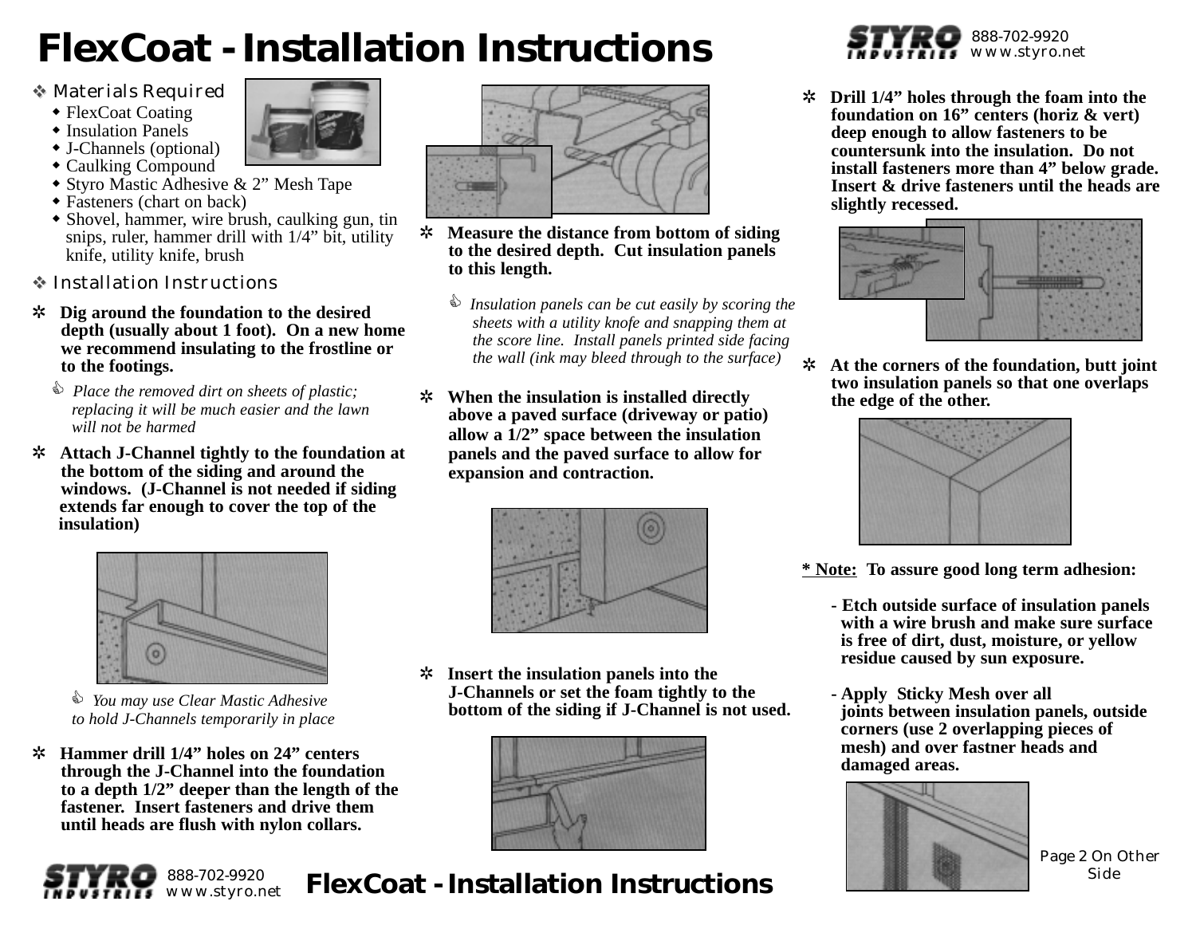# FlexCoat - Installation Instructions

888-702-9920
www.styro.net

## ❖ Materials Required

- FlexCoat Coating
- Insulation Panels
- J-Channels (optional)
- Caulking Compound
- Styro Mastic Adhesive & 2" Mesh Tape
- Fasteners (chart on back)
- Shovel, hammer, wire brush, caulking gun, tin snips, ruler, hammer drill with 1/4" bit, utility knife, utility knife, brush

## ❖ Installation Instructions

✲ **Dig around the foundation to the desired depth (usually about 1 foot). On a new home we recommend insulating to the frostline or to the footings.**

*Place the removed dirt on sheets of plastic; replacing it will be much easier and the lawn will not be harmed*

✲ **Attach J-Channel tightly to the foundation at the bottom of the siding and around the windows. (J-Channel is not needed if siding extends far enough to cover the top of the insulation)**

*You may use Clear Mastic Adhesive to hold J-Channels temporarily in place*

✲ **Hammer drill 1/4" holes on 24" centers through the J-Channel into the foundation to a depth 1/2" deeper than the length of the fastener. Insert fasteners and drive them until heads are flush with nylon collars.**

✲ **Measure the distance from bottom of siding to the desired depth. Cut insulation panels to this length.**

*Insulation panels can be cut easily by scoring the sheets with a utility knofe and snapping them at the score line. Install panels printed side facing the wall (ink may bleed through to the surface)*

✲ **When the insulation is installed directly above a paved surface (driveway or patio) allow a 1/2" space between the insulation panels and the paved surface to allow for expansion and contraction.**

✲ **Insert the insulation panels into the J-Channels or set the foam tightly to the bottom of the siding if J-Channel is not used.**

✲ **Drill 1/4" holes through the foam into the foundation on 16" centers (horiz & vert) deep enough to allow fasteners to be countersunk into the insulation. Do not install fasteners more than 4" below grade. Insert & drive fasteners until the heads are slightly recessed.**

✲ **At the corners of the foundation, butt joint two insulation panels so that one overlaps the edge of the other.**

**<u>* Note:</u> To assure good long term adhesion:**

**- Etch outside surface of insulation panels with a wire brush and make sure surface is free of dirt, dust, moisture, or yellow residue caused by sun exposure.**

**- Apply Sticky Mesh over all joints between insulation panels, outside corners (use 2 overlapping pieces of mesh) and over fastner heads and damaged areas.**

Page 2 On Other Side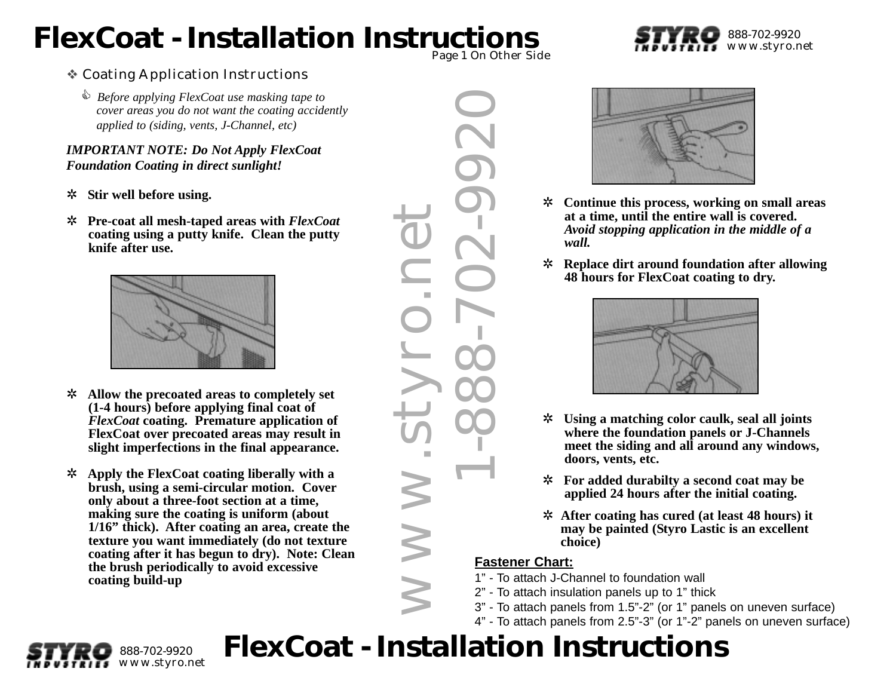# FlexCoat - Installation Instructions

Page 1 On Other Side

❖ Coating Application Instructions

*Before applying FlexCoat use masking tape to cover areas you do not want the coating accidently applied to (siding, vents, J-Channel, etc)*

***IMPORTANT NOTE: Do Not Apply FlexCoat Foundation Coating in direct sunlight!***

- **Stir well before using.**
- **Pre-coat all mesh-taped areas with *FlexCoat* coating using a putty knife. Clean the putty knife after use.**
- **Allow the precoated areas to completely set (1-4 hours) before applying final coat of *FlexCoat* coating. Premature application of FlexCoat over precoated areas may result in slight imperfections in the final appearance.**
- **Apply the FlexCoat coating liberally with a brush, using a semi-circular motion. Cover only about a three-foot section at a time, making sure the coating is uniform (about 1/16" thick). After coating an area, create the texture you want immediately (do not texture coating after it has begun to dry). Note: Clean the brush periodically to avoid excessive coating build-up**
- **Continue this process, working on small areas at a time, until the entire wall is covered. *Avoid stopping application in the middle of a wall.***
- **Replace dirt around foundation after allowing 48 hours for FlexCoat coating to dry.**
- **Using a matching color caulk, seal all joints where the foundation panels or J-Channels meet the siding and all around any windows, doors, vents, etc.**
- **For added durabilty a second coat may be applied 24 hours after the initial coating.**
- **After coating has cured (at least 48 hours) it may be painted (Styro Lastic is an excellent choice)**

www.styro.net
1-888-702-9920

**Fastener Chart:**

1" - To attach J-Channel to foundation wall
2" - To attach insulation panels up to 1" thick
3" - To attach panels from 1.5"-2" (or 1" panels on uneven surface)
4" - To attach panels from 2.5"-3" (or 1"-2" panels on uneven surface)

# FlexCoat - Installation Instructions